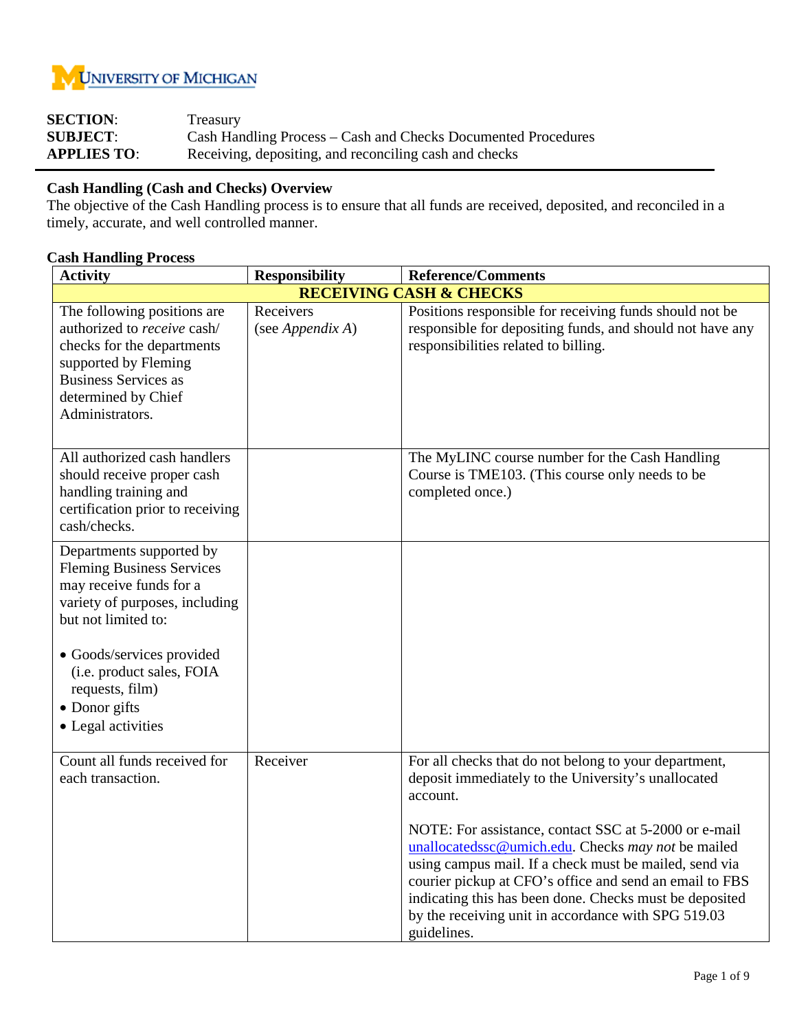UNIVERSITY OF MICHIGAN

**SECTION**: Treasury
**SUBJECT**: Cash Handling Process – Cash and Checks Documented Procedures
**APPLIES TO**: Receiving, depositing, and reconciling cash and checks

## Cash Handling (Cash and Checks) Overview

The objective of the Cash Handling process is to ensure that all funds are received, deposited, and reconciled in a timely, accurate, and well controlled manner.

## Cash Handling Process

| Activity | Responsibility | Reference/Comments |
|---|---|---|
| **RECEIVING CASH & CHECKS** | | |
| The following positions are authorized to *receive* cash/ checks for the departments supported by Fleming Business Services as determined by Chief Administrators. | Receivers (see *Appendix A*) | Positions responsible for receiving funds should not be responsible for depositing funds, and should not have any responsibilities related to billing. |
| All authorized cash handlers should receive proper cash handling training and certification prior to receiving cash/checks. | | The MyLINC course number for the Cash Handling Course is TME103. (This course only needs to be completed once.) |
| Departments supported by Fleming Business Services may receive funds for a variety of purposes, including but not limited to:<br><br>• Goods/services provided (i.e. product sales, FOIA requests, film)<br>• Donor gifts<br>• Legal activities | | |
| Count all funds received for each transaction. | Receiver | For all checks that do not belong to your department, deposit immediately to the University's unallocated account.<br><br>NOTE: For assistance, contact SSC at 5-2000 or e-mail unallocatedssc@umich.edu. Checks *may not* be mailed using campus mail. If a check must be mailed, send via courier pickup at CFO's office and send an email to FBS indicating this has been done. Checks must be deposited by the receiving unit in accordance with SPG 519.03 guidelines. |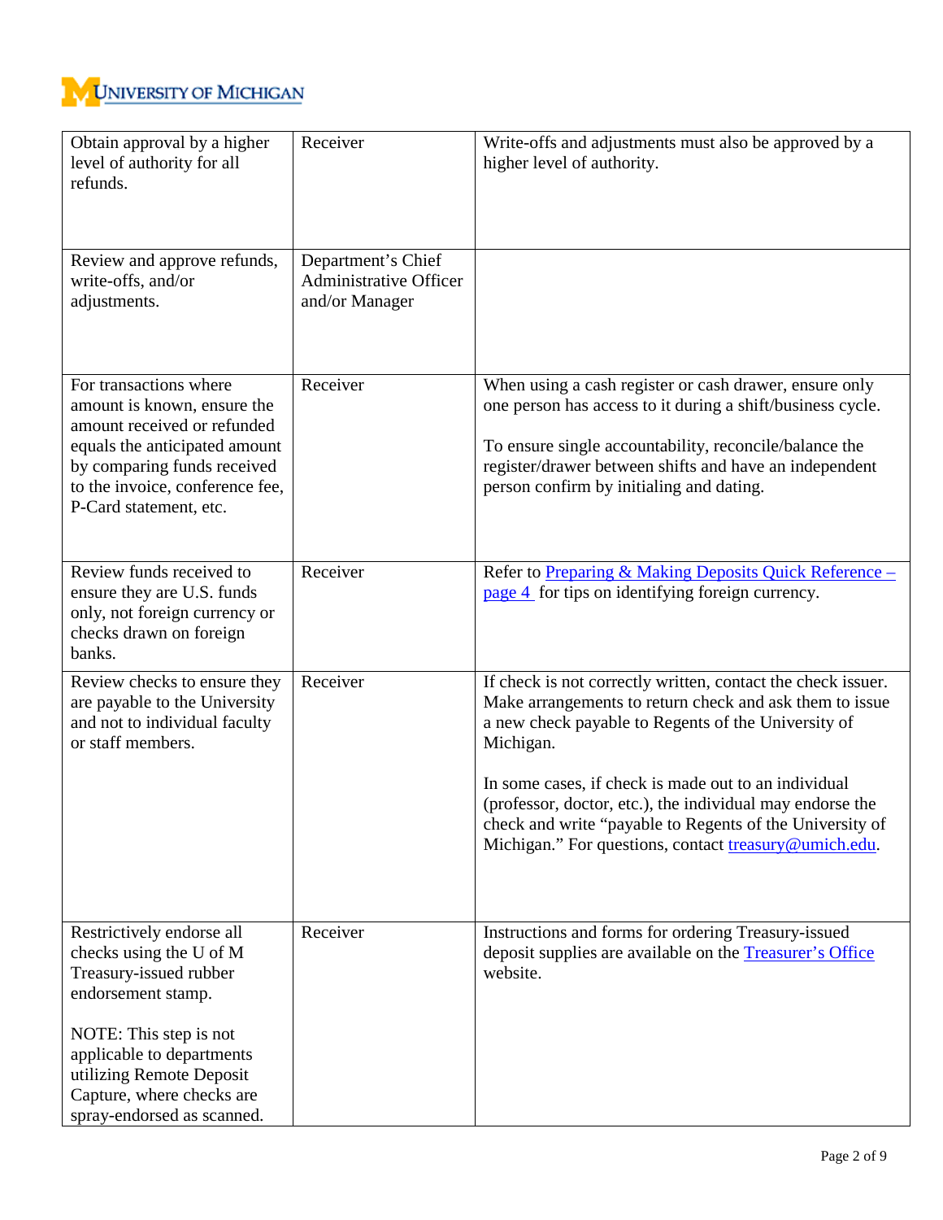| | | |
|---|---|---|
| Obtain approval by a higher level of authority for all refunds. | Receiver | Write-offs and adjustments must also be approved by a higher level of authority. |
| Review and approve refunds, write-offs, and/or adjustments. | Department's Chief Administrative Officer and/or Manager | |
| For transactions where amount is known, ensure the amount received or refunded equals the anticipated amount by comparing funds received to the invoice, conference fee, P-Card statement, etc. | Receiver | When using a cash register or cash drawer, ensure only one person has access to it during a shift/business cycle.<br><br>To ensure single accountability, reconcile/balance the register/drawer between shifts and have an independent person confirm by initialing and dating. |
| Review funds received to ensure they are U.S. funds only, not foreign currency or checks drawn on foreign banks. | Receiver | Refer to Preparing & Making Deposits Quick Reference – page 4 for tips on identifying foreign currency. |
| Review checks to ensure they are payable to the University and not to individual faculty or staff members. | Receiver | If check is not correctly written, contact the check issuer. Make arrangements to return check and ask them to issue a new check payable to Regents of the University of Michigan.<br><br>In some cases, if check is made out to an individual (professor, doctor, etc.), the individual may endorse the check and write "payable to Regents of the University of Michigan." For questions, contact treasury@umich.edu. |
| Restrictively endorse all checks using the U of M Treasury-issued rubber endorsement stamp.<br><br>NOTE: This step is not applicable to departments utilizing Remote Deposit Capture, where checks are spray-endorsed as scanned. | Receiver | Instructions and forms for ordering Treasury-issued deposit supplies are available on the Treasurer's Office website. |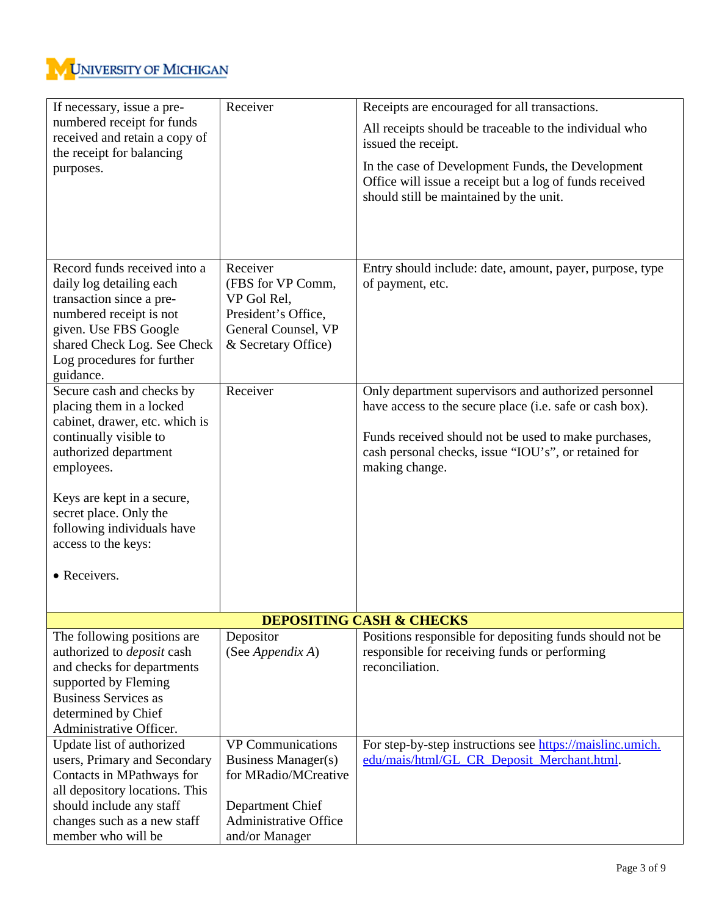| | | |
|---|---|---|
| If necessary, issue a pre-numbered receipt for funds received and retain a copy of the receipt for balancing purposes. | Receiver | Receipts are encouraged for all transactions.<br><br>All receipts should be traceable to the individual who issued the receipt.<br><br>In the case of Development Funds, the Development Office will issue a receipt but a log of funds received should still be maintained by the unit. |
| Record funds received into a daily log detailing each transaction since a pre-numbered receipt is not given. Use FBS Google shared Check Log. See Check Log procedures for further guidance. | Receiver (FBS for VP Comm, VP Gol Rel, President's Office, General Counsel, VP & Secretary Office) | Entry should include: date, amount, payer, purpose, type of payment, etc. |
| Secure cash and checks by placing them in a locked cabinet, drawer, etc. which is continually visible to authorized department employees.<br><br>Keys are kept in a secure, secret place. Only the following individuals have access to the keys:<br><br>• Receivers. | Receiver | Only department supervisors and authorized personnel have access to the secure place (i.e. safe or cash box).<br><br>Funds received should not be used to make purchases, cash personal checks, issue "IOU's", or retained for making change. |
| **DEPOSITING CASH & CHECKS** | | |
| The following positions are authorized to *deposit* cash and checks for departments supported by Fleming Business Services as determined by Chief Administrative Officer. | Depositor (See *Appendix A*) | Positions responsible for depositing funds should not be responsible for receiving funds or performing reconciliation. |
| Update list of authorized users, Primary and Secondary Contacts in MPathways for all depository locations. This should include any staff changes such as a new staff member who will be | VP Communications Business Manager(s) for MRadio/MCreative<br><br>Department Chief Administrative Office and/or Manager | For step-by-step instructions see [https://maislinc.umich.edu/mais/html/GL_CR_Deposit_Merchant.html](https://maislinc.umich.edu/mais/html/GL_CR_Deposit_Merchant.html). |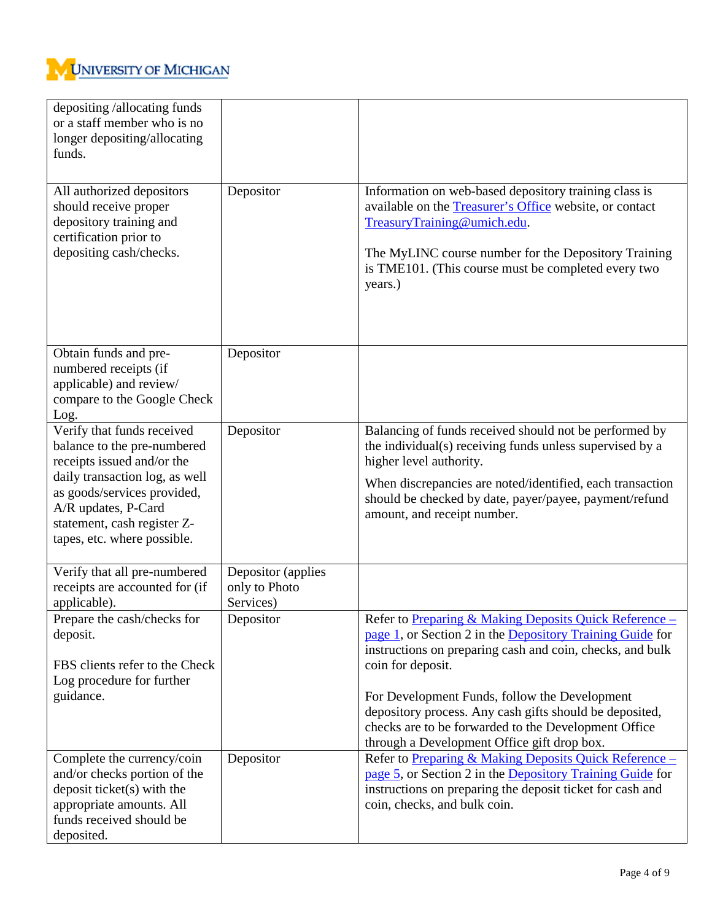| | | |
|---|---|---|
| depositing /allocating funds or a staff member who is no longer depositing/allocating funds. | | |
| All authorized depositors should receive proper depository training and certification prior to depositing cash/checks. | Depositor | Information on web-based depository training class is available on the Treasurer's Office website, or contact TreasuryTraining@umich.edu.<br><br>The MyLINC course number for the Depository Training is TME101. (This course must be completed every two years.) |
| Obtain funds and pre-numbered receipts (if applicable) and review/ compare to the Google Check Log. | Depositor | |
| Verify that funds received balance to the pre-numbered receipts issued and/or the daily transaction log, as well as goods/services provided, A/R updates, P-Card statement, cash register Z-tapes, etc. where possible. | Depositor | Balancing of funds received should not be performed by the individual(s) receiving funds unless supervised by a higher level authority.<br><br>When discrepancies are noted/identified, each transaction should be checked by date, payer/payee, payment/refund amount, and receipt number. |
| Verify that all pre-numbered receipts are accounted for (if applicable). | Depositor (applies only to Photo Services) | |
| Prepare the cash/checks for deposit.<br><br>FBS clients refer to the Check Log procedure for further guidance. | Depositor | Refer to Preparing & Making Deposits Quick Reference – page 1, or Section 2 in the Depository Training Guide for instructions on preparing cash and coin, checks, and bulk coin for deposit.<br><br>For Development Funds, follow the Development depository process. Any cash gifts should be deposited, checks are to be forwarded to the Development Office through a Development Office gift drop box. |
| Complete the currency/coin and/or checks portion of the deposit ticket(s) with the appropriate amounts. All funds received should be deposited. | Depositor | Refer to Preparing & Making Deposits Quick Reference – page 5, or Section 2 in the Depository Training Guide for instructions on preparing the deposit ticket for cash and coin, checks, and bulk coin. |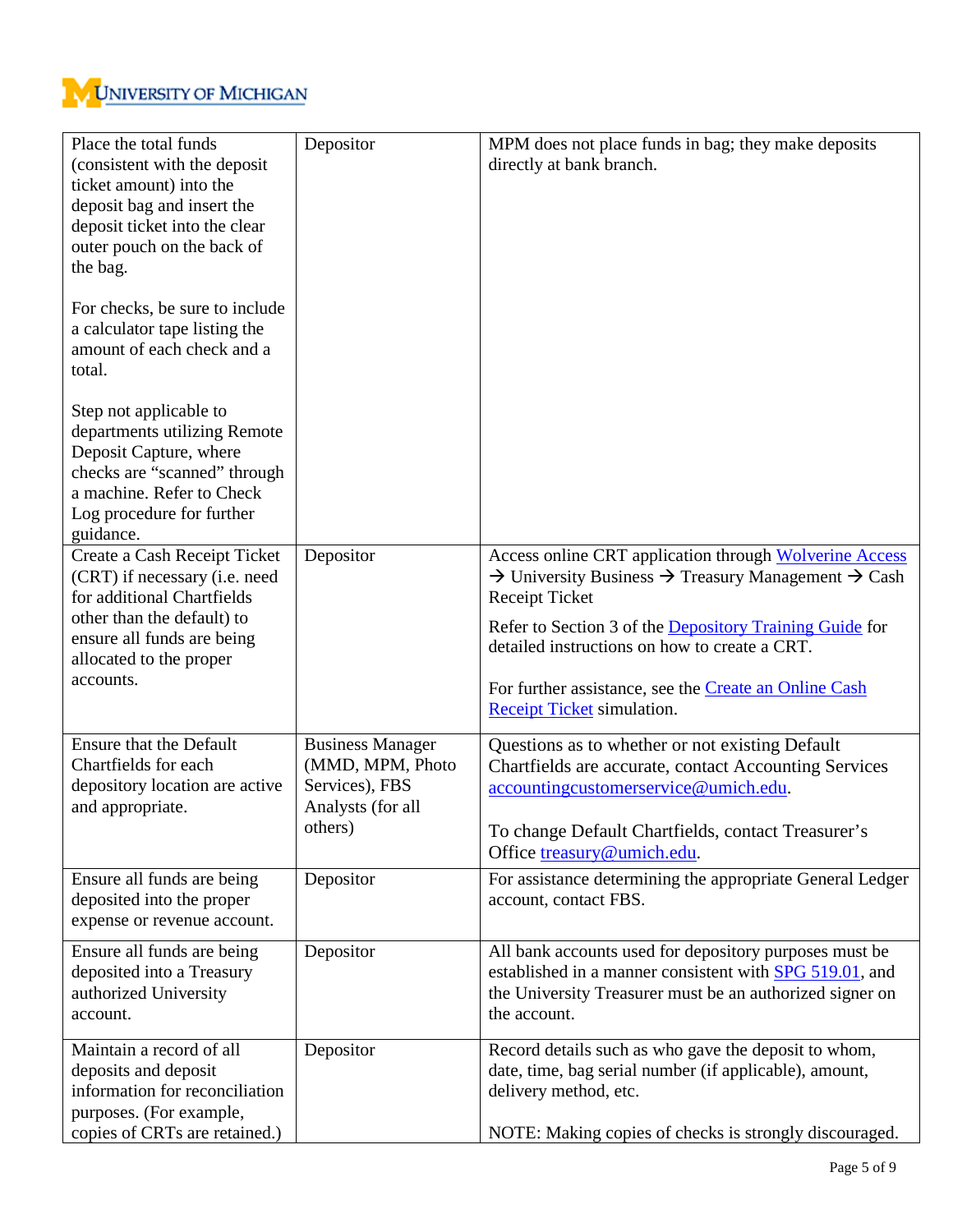| | | |
|---|---|---|
| Place the total funds (consistent with the deposit ticket amount) into the deposit bag and insert the deposit ticket into the clear outer pouch on the back of the bag.<br><br>For checks, be sure to include a calculator tape listing the amount of each check and a total.<br><br>Step not applicable to departments utilizing Remote Deposit Capture, where checks are "scanned" through a machine. Refer to Check Log procedure for further guidance. | Depositor | MPM does not place funds in bag; they make deposits directly at bank branch. |
| Create a Cash Receipt Ticket (CRT) if necessary (i.e. need for additional Chartfields other than the default) to ensure all funds are being allocated to the proper accounts. | Depositor | Access online CRT application through Wolverine Access → University Business → Treasury Management → Cash Receipt Ticket<br><br>Refer to Section 3 of the Depository Training Guide for detailed instructions on how to create a CRT.<br><br>For further assistance, see the Create an Online Cash Receipt Ticket simulation. |
| Ensure that the Default Chartfields for each depository location are active and appropriate. | Business Manager (MMD, MPM, Photo Services), FBS Analysts (for all others) | Questions as to whether or not existing Default Chartfields are accurate, contact Accounting Services accountingcustomerservice@umich.edu.<br><br>To change Default Chartfields, contact Treasurer's Office treasury@umich.edu. |
| Ensure all funds are being deposited into the proper expense or revenue account. | Depositor | For assistance determining the appropriate General Ledger account, contact FBS. |
| Ensure all funds are being deposited into a Treasury authorized University account. | Depositor | All bank accounts used for depository purposes must be established in a manner consistent with SPG 519.01, and the University Treasurer must be an authorized signer on the account. |
| Maintain a record of all deposits and deposit information for reconciliation purposes. (For example, copies of CRTs are retained.) | Depositor | Record details such as who gave the deposit to whom, date, time, bag serial number (if applicable), amount, delivery method, etc.<br><br>NOTE: Making copies of checks is strongly discouraged. |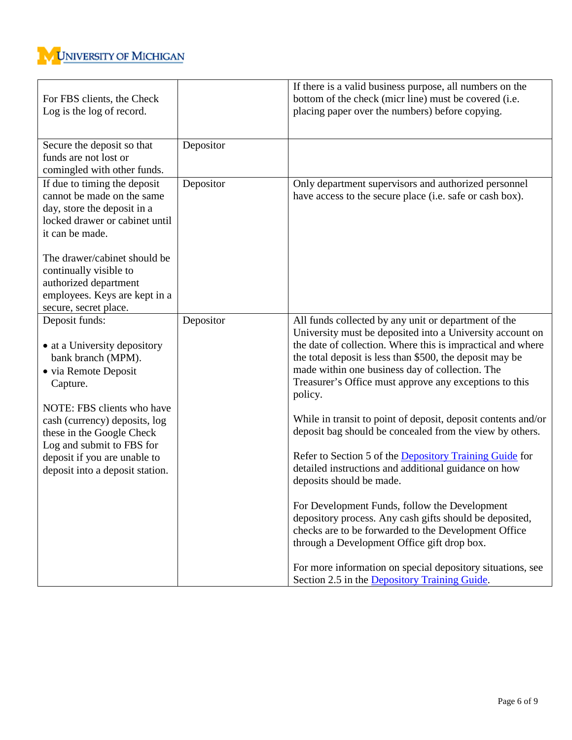| | | |
|---|---|---|
| For FBS clients, the Check Log is the log of record. | | If there is a valid business purpose, all numbers on the bottom of the check (micr line) must be covered (i.e. placing paper over the numbers) before copying. |
| Secure the deposit so that funds are not lost or comingled with other funds. | Depositor | |
| If due to timing the deposit cannot be made on the same day, store the deposit in a locked drawer or cabinet until it can be made.<br><br>The drawer/cabinet should be continually visible to authorized department employees. Keys are kept in a secure, secret place. | Depositor | Only department supervisors and authorized personnel have access to the secure place (i.e. safe or cash box). |
| Deposit funds:<br><br>• at a University depository bank branch (MPM).<br>• via Remote Deposit Capture.<br><br>NOTE: FBS clients who have cash (currency) deposits, log these in the Google Check Log and submit to FBS for deposit if you are unable to deposit into a deposit station. | Depositor | All funds collected by any unit or department of the University must be deposited into a University account on the date of collection. Where this is impractical and where the total deposit is less than $500, the deposit may be made within one business day of collection. The Treasurer's Office must approve any exceptions to this policy.<br><br>While in transit to point of deposit, deposit contents and/or deposit bag should be concealed from the view by others.<br><br>Refer to Section 5 of the Depository Training Guide for detailed instructions and additional guidance on how deposits should be made.<br><br>For Development Funds, follow the Development depository process. Any cash gifts should be deposited, checks are to be forwarded to the Development Office through a Development Office gift drop box.<br><br>For more information on special depository situations, see Section 2.5 in the Depository Training Guide. |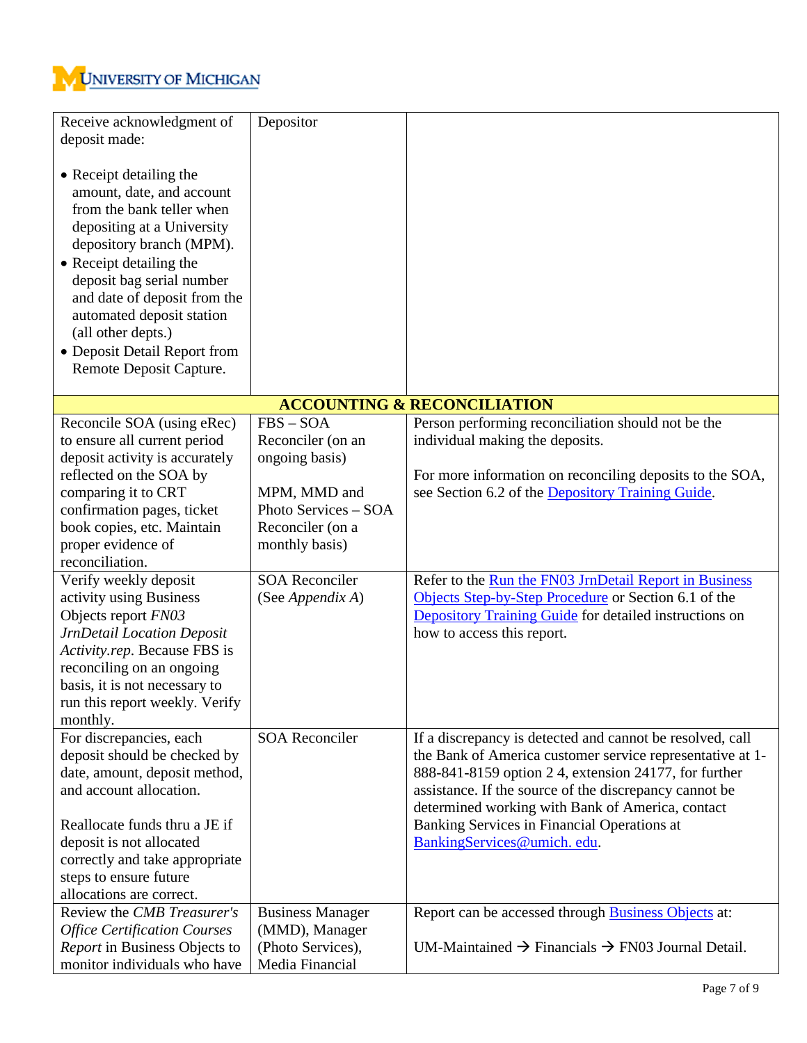| | | |
|---|---|---|
| Receive acknowledgment of deposit made:<br><br>• Receipt detailing the amount, date, and account from the bank teller when depositing at a University depository branch (MPM).<br>• Receipt detailing the deposit bag serial number and date of deposit from the automated deposit station (all other depts.)<br>• Deposit Detail Report from Remote Deposit Capture. | Depositor | |
| **ACCOUNTING & RECONCILIATION** | | |
| Reconcile SOA (using eRec) to ensure all current period deposit activity is accurately reflected on the SOA by comparing it to CRT confirmation pages, ticket book copies, etc. Maintain proper evidence of reconciliation. | FBS – SOA Reconciler (on an ongoing basis)<br><br>MPM, MMD and Photo Services – SOA Reconciler (on a monthly basis) | Person performing reconciliation should not be the individual making the deposits.<br><br>For more information on reconciling deposits to the SOA, see Section 6.2 of the Depository Training Guide. |
| Verify weekly deposit activity using Business Objects report *FN03 JrnDetail Location Deposit Activity.rep*. Because FBS is reconciling on an ongoing basis, it is not necessary to run this report weekly. Verify monthly. | SOA Reconciler (See *Appendix A*) | Refer to the Run the FN03 JrnDetail Report in Business Objects Step-by-Step Procedure or Section 6.1 of the Depository Training Guide for detailed instructions on how to access this report. |
| For discrepancies, each deposit should be checked by date, amount, deposit method, and account allocation.<br><br>Reallocate funds thru a JE if deposit is not allocated correctly and take appropriate steps to ensure future allocations are correct. | SOA Reconciler | If a discrepancy is detected and cannot be resolved, call the Bank of America customer service representative at 1-888-841-8159 option 2 4, extension 24177, for further assistance. If the source of the discrepancy cannot be determined working with Bank of America, contact Banking Services in Financial Operations at BankingServices@umich. edu. |
| Review the *CMB Treasurer's Office Certification Courses Report* in Business Objects to monitor individuals who have | Business Manager (MMD), Manager (Photo Services), Media Financial | Report can be accessed through Business Objects at:<br><br>UM-Maintained → Financials → FN03 Journal Detail. |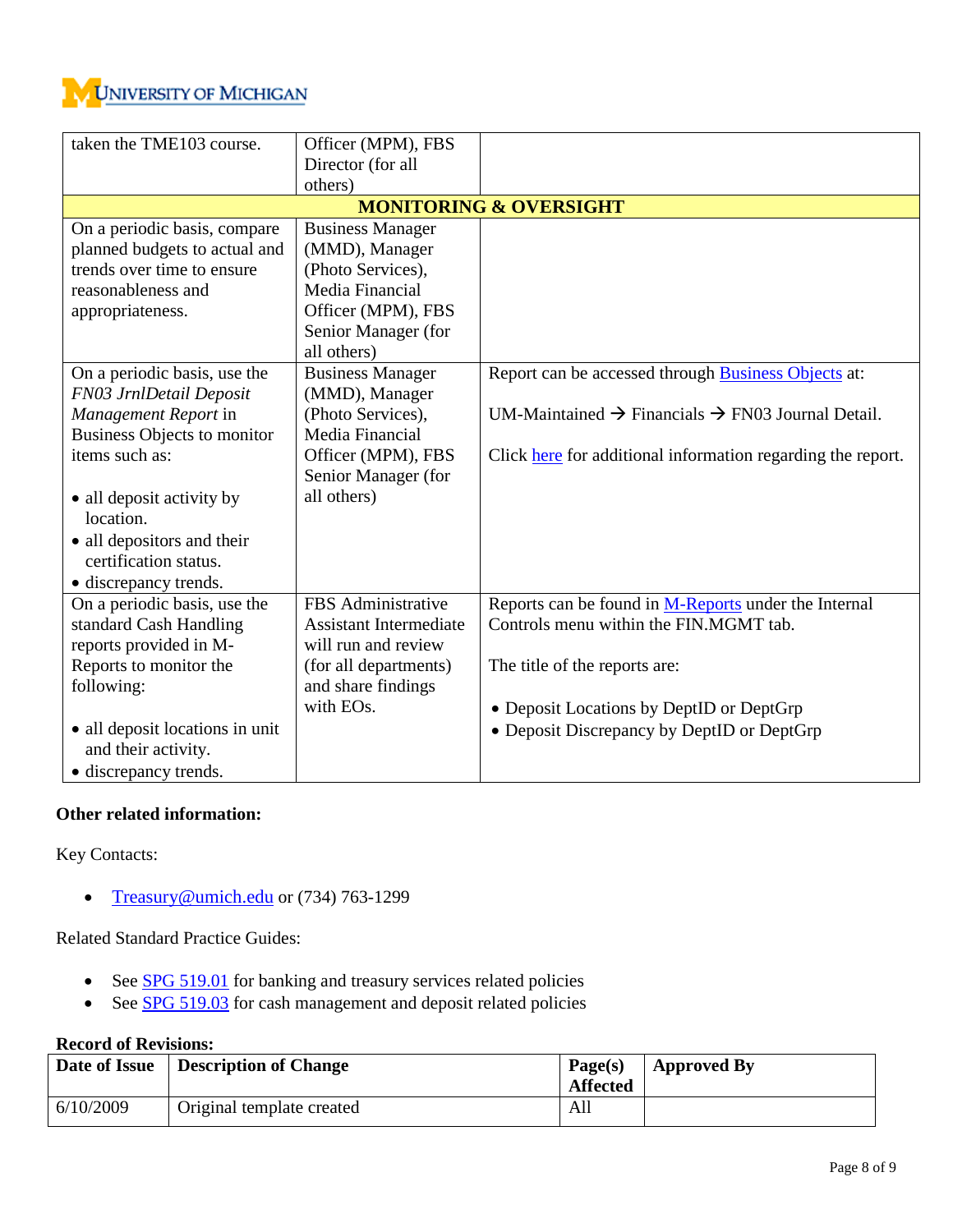| | | |
|---|---|---|
| taken the TME103 course. | Officer (MPM), FBS Director (for all others) | |
| **MONITORING & OVERSIGHT** | | |
| On a periodic basis, compare planned budgets to actual and trends over time to ensure reasonableness and appropriateness. | Business Manager (MMD), Manager (Photo Services), Media Financial Officer (MPM), FBS Senior Manager (for all others) | |
| On a periodic basis, use the *FN03 JrnlDetail Deposit Management Report* in Business Objects to monitor items such as:<br><br>• all deposit activity by location.<br>• all depositors and their certification status.<br>• discrepancy trends. | Business Manager (MMD), Manager (Photo Services), Media Financial Officer (MPM), FBS Senior Manager (for all others) | Report can be accessed through Business Objects at:<br><br>UM-Maintained → Financials → FN03 Journal Detail.<br><br>Click here for additional information regarding the report. |
| On a periodic basis, use the standard Cash Handling reports provided in M-Reports to monitor the following:<br><br>• all deposit locations in unit and their activity.<br>• discrepancy trends. | FBS Administrative Assistant Intermediate will run and review (for all departments) and share findings with EOs. | Reports can be found in M-Reports under the Internal Controls menu within the FIN.MGMT tab.<br><br>The title of the reports are:<br><br>• Deposit Locations by DeptID or DeptGrp<br>• Deposit Discrepancy by DeptID or DeptGrp |

**Other related information:**

Key Contacts:

- Treasury@umich.edu or (734) 763-1299

Related Standard Practice Guides:

- See SPG 519.01 for banking and treasury services related policies
- See SPG 519.03 for cash management and deposit related policies

**Record of Revisions:**

| Date of Issue | Description of Change | Page(s) Affected | Approved By |
|---|---|---|---|
| 6/10/2009 | Original template created | All | |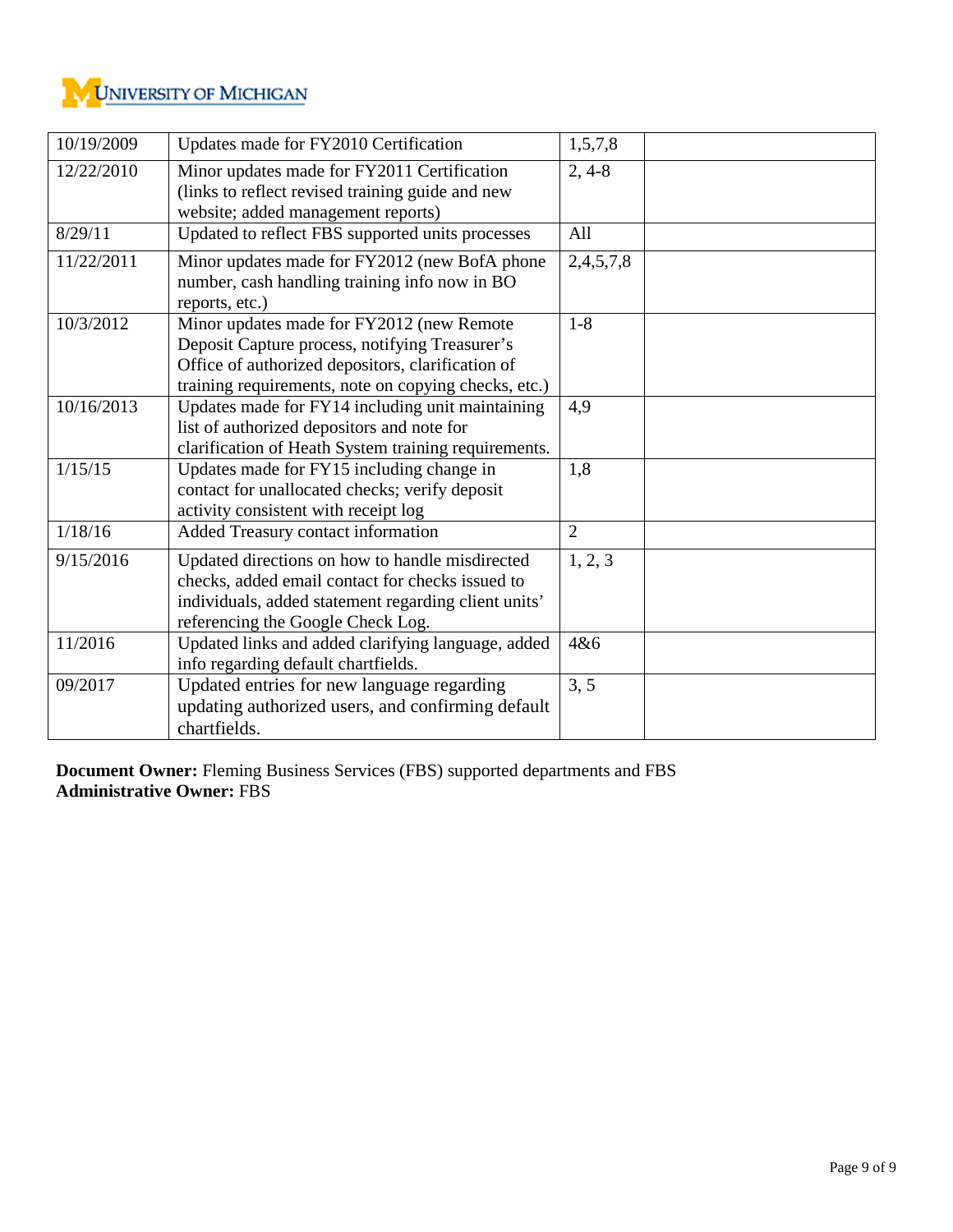| | | | |
|---|---|---|---|
| 10/19/2009 | Updates made for FY2010 Certification | 1,5,7,8 | |
| 12/22/2010 | Minor updates made for FY2011 Certification (links to reflect revised training guide and new website; added management reports) | 2, 4-8 | |
| 8/29/11 | Updated to reflect FBS supported units processes | All | |
| 11/22/2011 | Minor updates made for FY2012 (new BofA phone number, cash handling training info now in BO reports, etc.) | 2,4,5,7,8 | |
| 10/3/2012 | Minor updates made for FY2012 (new Remote Deposit Capture process, notifying Treasurer's Office of authorized depositors, clarification of training requirements, note on copying checks, etc.) | 1-8 | |
| 10/16/2013 | Updates made for FY14 including unit maintaining list of authorized depositors and note for clarification of Heath System training requirements. | 4,9 | |
| 1/15/15 | Updates made for FY15 including change in contact for unallocated checks; verify deposit activity consistent with receipt log | 1,8 | |
| 1/18/16 | Added Treasury contact information | 2 | |
| 9/15/2016 | Updated directions on how to handle misdirected checks, added email contact for checks issued to individuals, added statement regarding client units' referencing the Google Check Log. | 1, 2, 3 | |
| 11/2016 | Updated links and added clarifying language, added info regarding default chartfields. | 4&6 | |
| 09/2017 | Updated entries for new language regarding updating authorized users, and confirming default chartfields. | 3, 5 | |

**Document Owner:** Fleming Business Services (FBS) supported departments and FBS
**Administrative Owner:** FBS